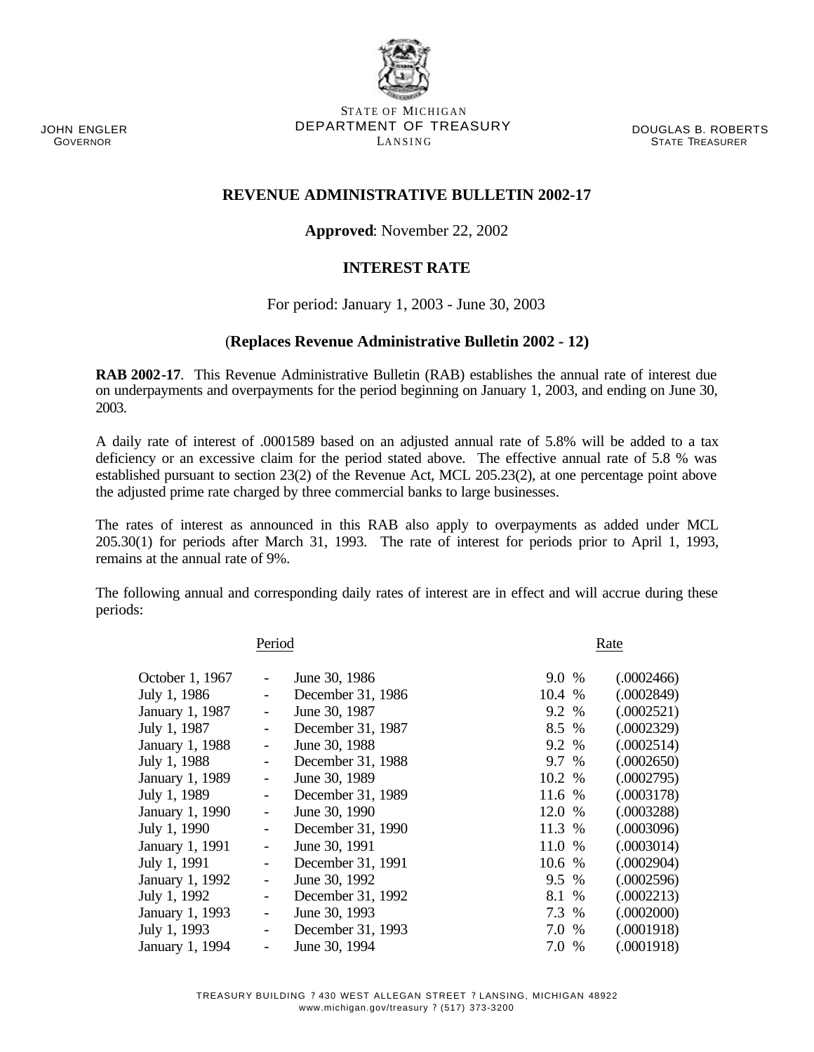JOHN ENGLER
GOVERNOR

STATE OF MICHIGAN
DEPARTMENT OF TREASURY
LANSING

DOUGLAS B. ROBERTS
STATE TREASURER

# REVENUE ADMINISTRATIVE BULLETIN 2002-17

**Approved**: November 22, 2002

## INTEREST RATE

For period: January 1, 2003 - June 30, 2003

(**Replaces Revenue Administrative Bulletin 2002 - 12)**

**RAB 2002-17**. This Revenue Administrative Bulletin (RAB) establishes the annual rate of interest due on underpayments and overpayments for the period beginning on January 1, 2003, and ending on June 30, 2003.

A daily rate of interest of .0001589 based on an adjusted annual rate of 5.8% will be added to a tax deficiency or an excessive claim for the period stated above. The effective annual rate of 5.8 % was established pursuant to section 23(2) of the Revenue Act, MCL 205.23(2), at one percentage point above the adjusted prime rate charged by three commercial banks to large businesses.

The rates of interest as announced in this RAB also apply to overpayments as added under MCL 205.30(1) for periods after March 31, 1993. The rate of interest for periods prior to April 1, 1993, remains at the annual rate of 9%.

The following annual and corresponding daily rates of interest are in effect and will accrue during these periods:

| Period | | | Rate | |
|---|---|---|---|---|
| October 1, 1967 | - | June 30, 1986 | 9.0 % | (.0002466) |
| July 1, 1986 | - | December 31, 1986 | 10.4 % | (.0002849) |
| January 1, 1987 | - | June 30, 1987 | 9.2 % | (.0002521) |
| July 1, 1987 | - | December 31, 1987 | 8.5 % | (.0002329) |
| January 1, 1988 | - | June 30, 1988 | 9.2 % | (.0002514) |
| July 1, 1988 | - | December 31, 1988 | 9.7 % | (.0002650) |
| January 1, 1989 | - | June 30, 1989 | 10.2 % | (.0002795) |
| July 1, 1989 | - | December 31, 1989 | 11.6 % | (.0003178) |
| January 1, 1990 | - | June 30, 1990 | 12.0 % | (.0003288) |
| July 1, 1990 | - | December 31, 1990 | 11.3 % | (.0003096) |
| January 1, 1991 | - | June 30, 1991 | 11.0 % | (.0003014) |
| July 1, 1991 | - | December 31, 1991 | 10.6 % | (.0002904) |
| January 1, 1992 | - | June 30, 1992 | 9.5 % | (.0002596) |
| July 1, 1992 | - | December 31, 1992 | 8.1 % | (.0002213) |
| January 1, 1993 | - | June 30, 1993 | 7.3 % | (.0002000) |
| July 1, 1993 | - | December 31, 1993 | 7.0 % | (.0001918) |
| January 1, 1994 | - | June 30, 1994 | 7.0 % | (.0001918) |

TREASURY BUILDING ? 430 WEST ALLEGAN STREET ? LANSING, MICHIGAN 48922
www.michigan.gov/treasury ? (517) 373-3200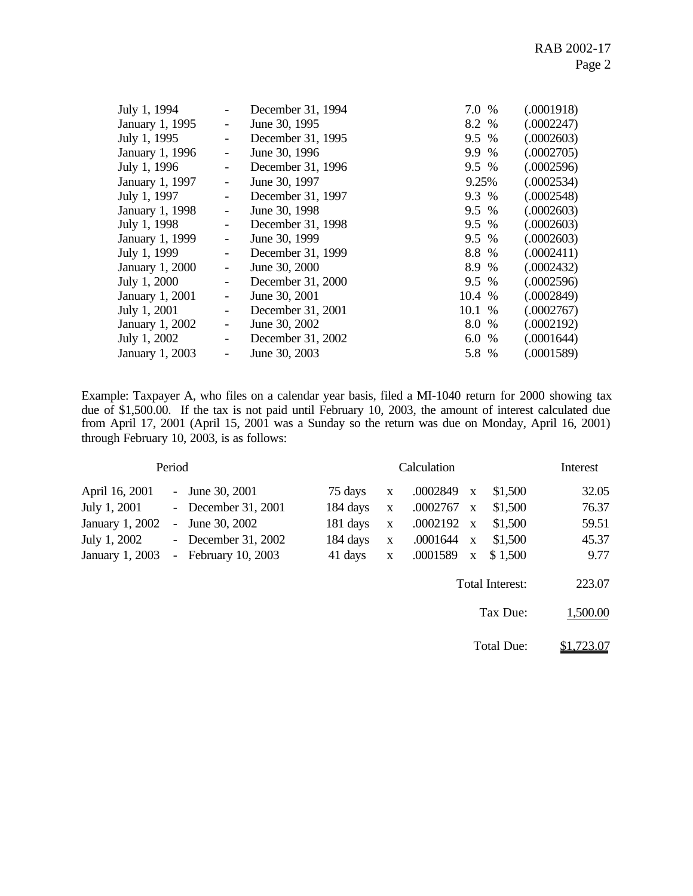| | | | | |
|---|---|---|---|---|
| July 1, 1994 | - | December 31, 1994 | 7.0 % | (.0001918) |
| January 1, 1995 | - | June 30, 1995 | 8.2 % | (.0002247) |
| July 1, 1995 | - | December 31, 1995 | 9.5 % | (.0002603) |
| January 1, 1996 | - | June 30, 1996 | 9.9 % | (.0002705) |
| July 1, 1996 | - | December 31, 1996 | 9.5 % | (.0002596) |
| January 1, 1997 | - | June 30, 1997 | 9.25% | (.0002534) |
| July 1, 1997 | - | December 31, 1997 | 9.3 % | (.0002548) |
| January 1, 1998 | - | June 30, 1998 | 9.5 % | (.0002603) |
| July 1, 1998 | - | December 31, 1998 | 9.5 % | (.0002603) |
| January 1, 1999 | - | June 30, 1999 | 9.5 % | (.0002603) |
| July 1, 1999 | - | December 31, 1999 | 8.8 % | (.0002411) |
| January 1, 2000 | - | June 30, 2000 | 8.9 % | (.0002432) |
| July 1, 2000 | - | December 31, 2000 | 9.5 % | (.0002596) |
| January 1, 2001 | - | June 30, 2001 | 10.4 % | (.0002849) |
| July 1, 2001 | - | December 31, 2001 | 10.1 % | (.0002767) |
| January 1, 2002 | - | June 30, 2002 | 8.0 % | (.0002192) |
| July 1, 2002 | - | December 31, 2002 | 6.0 % | (.0001644) |
| January 1, 2003 | - | June 30, 2003 | 5.8 % | (.0001589) |

Example: Taxpayer A, who files on a calendar year basis, filed a MI-1040 return for 2000 showing tax due of $1,500.00. If the tax is not paid until February 10, 2003, the amount of interest calculated due from April 17, 2001 (April 15, 2001 was a Sunday so the return was due on Monday, April 16, 2001) through February 10, 2003, is as follows:

| Period | | | Calculation | | | | | Interest |
|---|---|---|---|---|---|---|---|---|
| April 16, 2001 | - | June 30, 2001 | 75 days | x | .0002849 | x | $1,500 | 32.05 |
| July 1, 2001 | - | December 31, 2001 | 184 days | x | .0002767 | x | $1,500 | 76.37 |
| January 1, 2002 | - | June 30, 2002 | 181 days | x | .0002192 | x | $1,500 | 59.51 |
| July 1, 2002 | - | December 31, 2002 | 184 days | x | .0001644 | x | $1,500 | 45.37 |
| January 1, 2003 | - | February 10, 2003 | 41 days | x | .0001589 | x | $ 1,500 | 9.77 |
| | | | | | | | Total Interest: | 223.07 |
| | | | | | | | Tax Due: | 1,500.00 |
| | | | | | | | Total Due: | $1,723.07 |